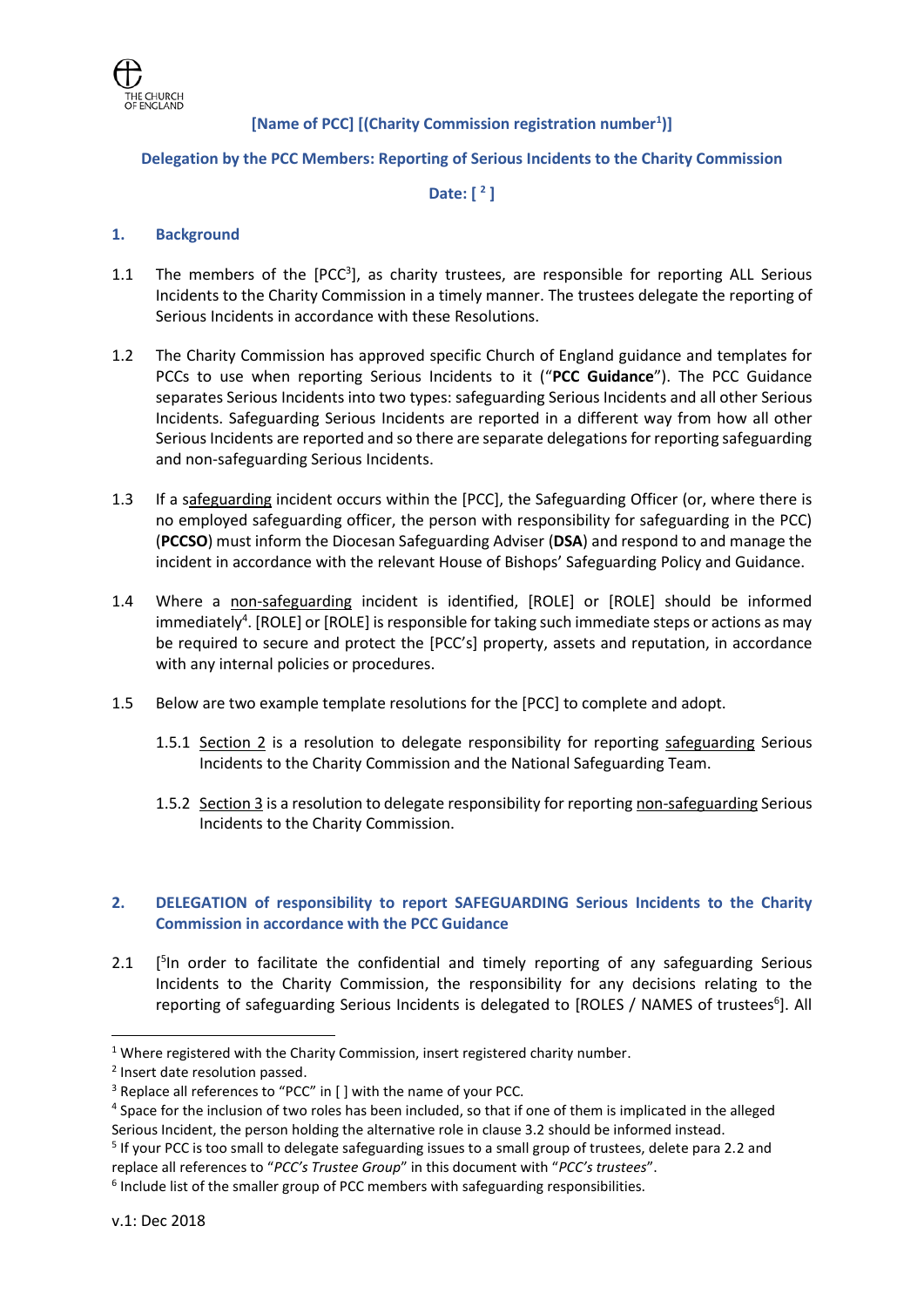**[Name of PCC] [(Charity Commission registration number[1])]**

**Delegation by the PCC Members: Reporting of Serious Incidents to the Charity Commission**

**Date: [ [2] ]**

## 1. Background

1.1 The members of the [PCC[3]], as charity trustees, are responsible for reporting ALL Serious Incidents to the Charity Commission in a timely manner. The trustees delegate the reporting of Serious Incidents in accordance with these Resolutions.

1.2 The Charity Commission has approved specific Church of England guidance and templates for PCCs to use when reporting Serious Incidents to it ("**PCC Guidance**"). The PCC Guidance separates Serious Incidents into two types: safeguarding Serious Incidents and all other Serious Incidents. Safeguarding Serious Incidents are reported in a different way from how all other Serious Incidents are reported and so there are separate delegations for reporting safeguarding and non-safeguarding Serious Incidents.

1.3 If a safeguarding incident occurs within the [PCC], the Safeguarding Officer (or, where there is no employed safeguarding officer, the person with responsibility for safeguarding in the PCC) (**PCCSO**) must inform the Diocesan Safeguarding Adviser (**DSA**) and respond to and manage the incident in accordance with the relevant House of Bishops' Safeguarding Policy and Guidance.

1.4 Where a non-safeguarding incident is identified, [ROLE] or [ROLE] should be informed immediately[4]. [ROLE] or [ROLE] is responsible for taking such immediate steps or actions as may be required to secure and protect the [PCC's] property, assets and reputation, in accordance with any internal policies or procedures.

1.5 Below are two example template resolutions for the [PCC] to complete and adopt.

1.5.1 Section 2 is a resolution to delegate responsibility for reporting safeguarding Serious Incidents to the Charity Commission and the National Safeguarding Team.

1.5.2 Section 3 is a resolution to delegate responsibility for reporting non-safeguarding Serious Incidents to the Charity Commission.

## 2. DELEGATION of responsibility to report SAFEGUARDING Serious Incidents to the Charity Commission in accordance with the PCC Guidance

2.1 [[5]In order to facilitate the confidential and timely reporting of any safeguarding Serious Incidents to the Charity Commission, the responsibility for any decisions relating to the reporting of safeguarding Serious Incidents is delegated to [ROLES / NAMES of trustees[6]]. All

---

[1] Where registered with the Charity Commission, insert registered charity number.

[2] Insert date resolution passed.

[3] Replace all references to "PCC" in [ ] with the name of your PCC.

[4] Space for the inclusion of two roles has been included, so that if one of them is implicated in the alleged Serious Incident, the person holding the alternative role in clause 3.2 should be informed instead.

[5] If your PCC is too small to delegate safeguarding issues to a small group of trustees, delete para 2.2 and replace all references to "*PCC's Trustee Group*" in this document with "*PCC's trustees*".

[6] Include list of the smaller group of PCC members with safeguarding responsibilities.

v.1: Dec 2018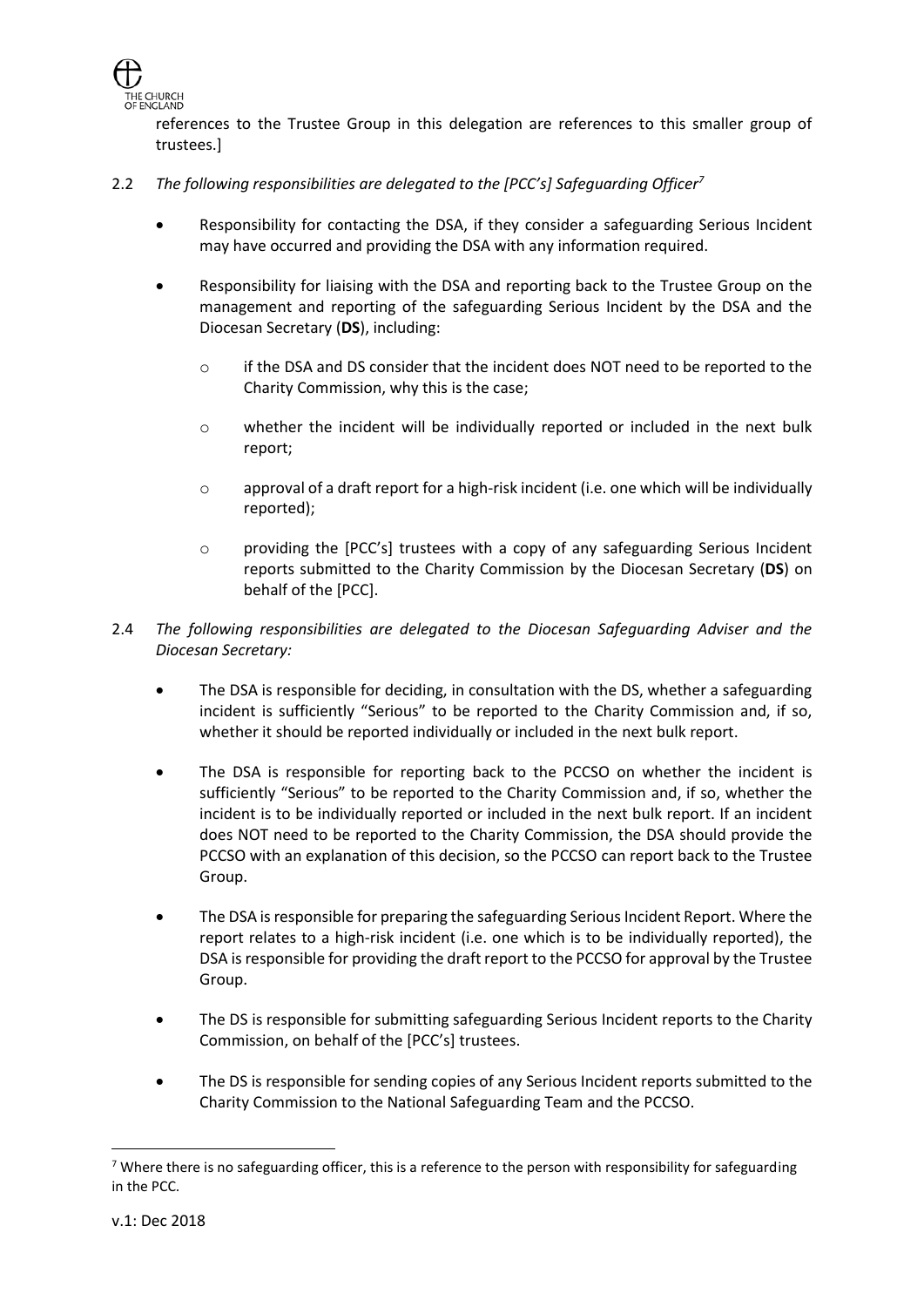references to the Trustee Group in this delegation are references to this smaller group of trustees.]

2.2 *The following responsibilities are delegated to the [PCC's] Safeguarding Officer*[7]

- Responsibility for contacting the DSA, if they consider a safeguarding Serious Incident may have occurred and providing the DSA with any information required.
- Responsibility for liaising with the DSA and reporting back to the Trustee Group on the management and reporting of the safeguarding Serious Incident by the DSA and the Diocesan Secretary (**DS**), including:
  - if the DSA and DS consider that the incident does NOT need to be reported to the Charity Commission, why this is the case;
  - whether the incident will be individually reported or included in the next bulk report;
  - approval of a draft report for a high-risk incident (i.e. one which will be individually reported);
  - providing the [PCC's] trustees with a copy of any safeguarding Serious Incident reports submitted to the Charity Commission by the Diocesan Secretary (**DS**) on behalf of the [PCC].

2.4 *The following responsibilities are delegated to the Diocesan Safeguarding Adviser and the Diocesan Secretary:*

- The DSA is responsible for deciding, in consultation with the DS, whether a safeguarding incident is sufficiently "Serious" to be reported to the Charity Commission and, if so, whether it should be reported individually or included in the next bulk report.
- The DSA is responsible for reporting back to the PCCSO on whether the incident is sufficiently "Serious" to be reported to the Charity Commission and, if so, whether the incident is to be individually reported or included in the next bulk report. If an incident does NOT need to be reported to the Charity Commission, the DSA should provide the PCCSO with an explanation of this decision, so the PCCSO can report back to the Trustee Group.
- The DSA is responsible for preparing the safeguarding Serious Incident Report. Where the report relates to a high-risk incident (i.e. one which is to be individually reported), the DSA is responsible for providing the draft report to the PCCSO for approval by the Trustee Group.
- The DS is responsible for submitting safeguarding Serious Incident reports to the Charity Commission, on behalf of the [PCC's] trustees.
- The DS is responsible for sending copies of any Serious Incident reports submitted to the Charity Commission to the National Safeguarding Team and the PCCSO.

[7] Where there is no safeguarding officer, this is a reference to the person with responsibility for safeguarding in the PCC.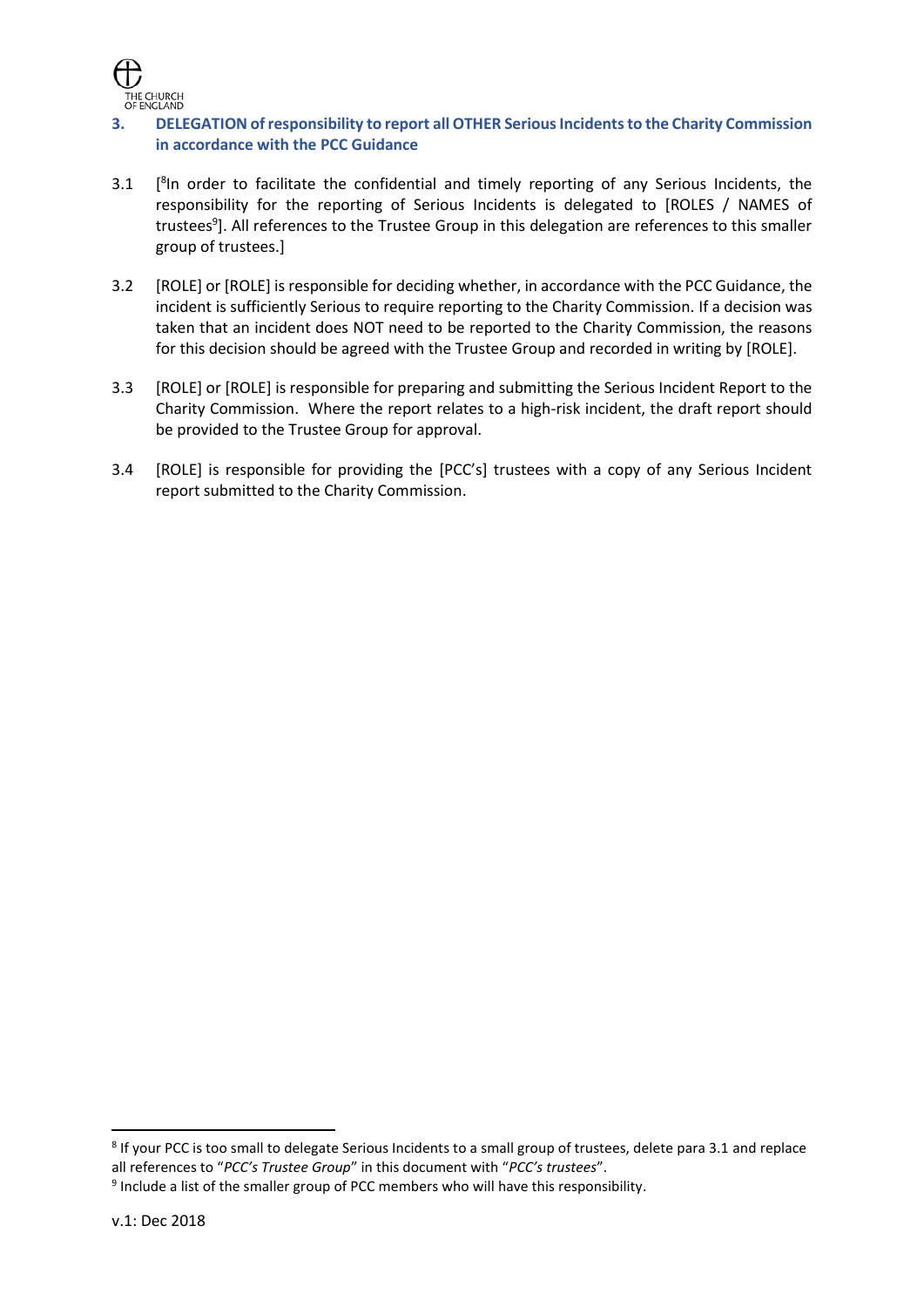## 3. DELEGATION of responsibility to report all OTHER Serious Incidents to the Charity Commission in accordance with the PCC Guidance

3.1 [[8]In order to facilitate the confidential and timely reporting of any Serious Incidents, the responsibility for the reporting of Serious Incidents is delegated to [ROLES / NAMES of trustees[9]]. All references to the Trustee Group in this delegation are references to this smaller group of trustees.]

3.2 [ROLE] or [ROLE] is responsible for deciding whether, in accordance with the PCC Guidance, the incident is sufficiently Serious to require reporting to the Charity Commission. If a decision was taken that an incident does NOT need to be reported to the Charity Commission, the reasons for this decision should be agreed with the Trustee Group and recorded in writing by [ROLE].

3.3 [ROLE] or [ROLE] is responsible for preparing and submitting the Serious Incident Report to the Charity Commission. Where the report relates to a high-risk incident, the draft report should be provided to the Trustee Group for approval.

3.4 [ROLE] is responsible for providing the [PCC's] trustees with a copy of any Serious Incident report submitted to the Charity Commission.

---

[8] If your PCC is too small to delegate Serious Incidents to a small group of trustees, delete para 3.1 and replace all references to "*PCC's Trustee Group*" in this document with "*PCC's trustees*".

[9] Include a list of the smaller group of PCC members who will have this responsibility.

v.1: Dec 2018